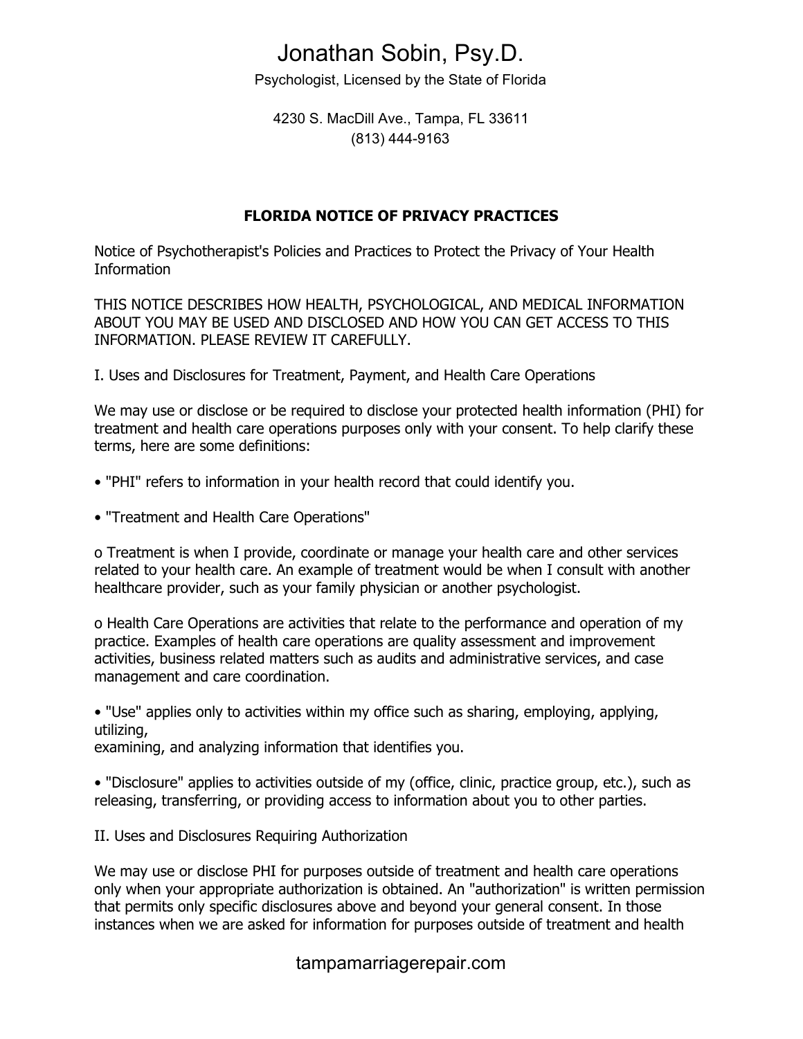# Jonathan Sobin, Psy.D.

Psychologist, Licensed by the State of Florida

4230 S. MacDill Ave., Tampa, FL 33611
(813) 444-9163

## FLORIDA NOTICE OF PRIVACY PRACTICES

Notice of Psychotherapist's Policies and Practices to Protect the Privacy of Your Health Information

THIS NOTICE DESCRIBES HOW HEALTH, PSYCHOLOGICAL, AND MEDICAL INFORMATION ABOUT YOU MAY BE USED AND DISCLOSED AND HOW YOU CAN GET ACCESS TO THIS INFORMATION. PLEASE REVIEW IT CAREFULLY.

I. Uses and Disclosures for Treatment, Payment, and Health Care Operations

We may use or disclose or be required to disclose your protected health information (PHI) for treatment and health care operations purposes only with your consent. To help clarify these terms, here are some definitions:

- "PHI" refers to information in your health record that could identify you.

- "Treatment and Health Care Operations"

  o Treatment is when I provide, coordinate or manage your health care and other services related to your health care. An example of treatment would be when I consult with another healthcare provider, such as your family physician or another psychologist.

  o Health Care Operations are activities that relate to the performance and operation of my practice. Examples of health care operations are quality assessment and improvement activities, business related matters such as audits and administrative services, and case management and care coordination.

- "Use" applies only to activities within my office such as sharing, employing, applying, utilizing, examining, and analyzing information that identifies you.

- "Disclosure" applies to activities outside of my (office, clinic, practice group, etc.), such as releasing, transferring, or providing access to information about you to other parties.

II. Uses and Disclosures Requiring Authorization

We may use or disclose PHI for purposes outside of treatment and health care operations only when your appropriate authorization is obtained. An "authorization" is written permission that permits only specific disclosures above and beyond your general consent. In those instances when we are asked for information for purposes outside of treatment and health

tampamarriagerepair.com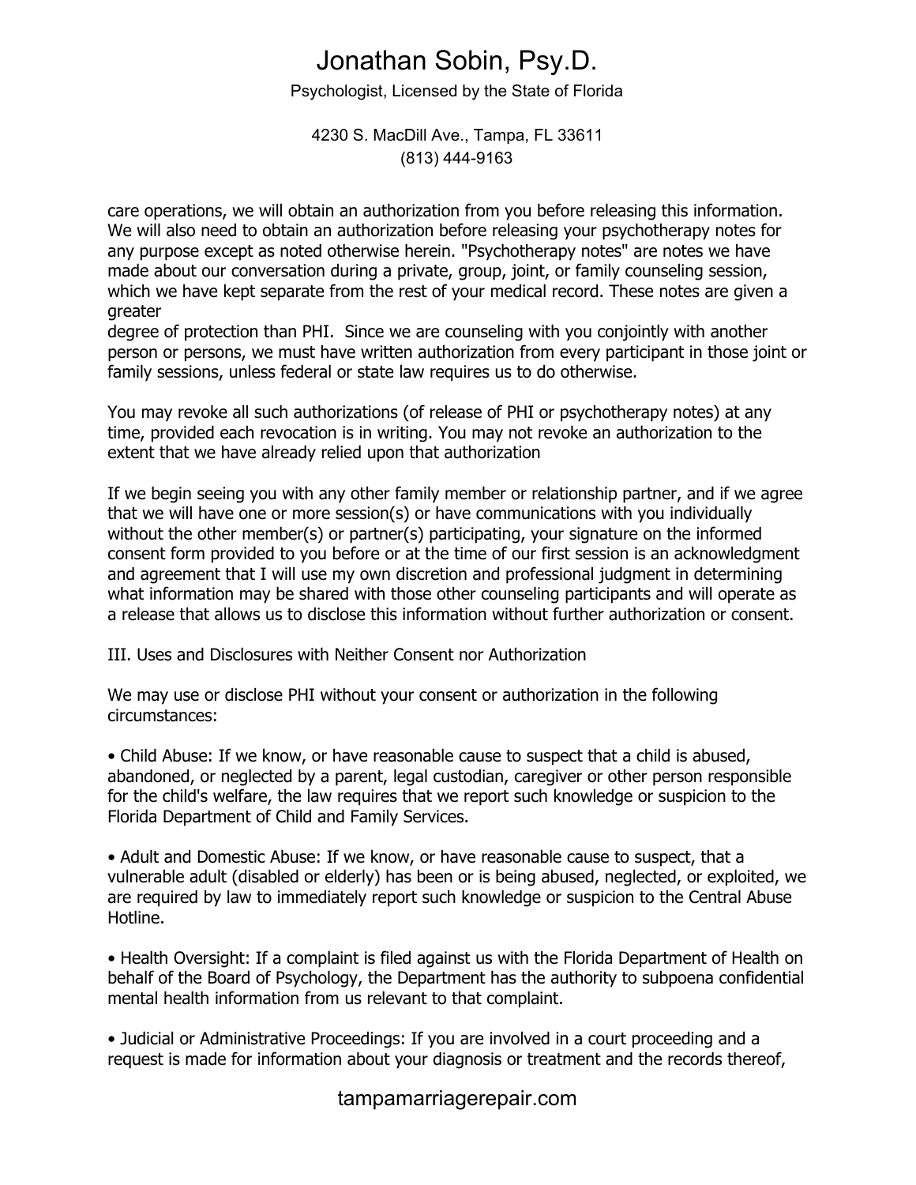care operations, we will obtain an authorization from you before releasing this information. We will also need to obtain an authorization before releasing your psychotherapy notes for any purpose except as noted otherwise herein. "Psychotherapy notes" are notes we have made about our conversation during a private, group, joint, or family counseling session, which we have kept separate from the rest of your medical record. These notes are given a greater degree of protection than PHI. Since we are counseling with you conjointly with another person or persons, we must have written authorization from every participant in those joint or family sessions, unless federal or state law requires us to do otherwise.

You may revoke all such authorizations (of release of PHI or psychotherapy notes) at any time, provided each revocation is in writing. You may not revoke an authorization to the extent that we have already relied upon that authorization

If we begin seeing you with any other family member or relationship partner, and if we agree that we will have one or more session(s) or have communications with you individually without the other member(s) or partner(s) participating, your signature on the informed consent form provided to you before or at the time of our first session is an acknowledgment and agreement that I will use my own discretion and professional judgment in determining what information may be shared with those other counseling participants and will operate as a release that allows us to disclose this information without further authorization or consent.

III. Uses and Disclosures with Neither Consent nor Authorization

We may use or disclose PHI without your consent or authorization in the following circumstances:

- Child Abuse: If we know, or have reasonable cause to suspect that a child is abused, abandoned, or neglected by a parent, legal custodian, caregiver or other person responsible for the child's welfare, the law requires that we report such knowledge or suspicion to the Florida Department of Child and Family Services.

- Adult and Domestic Abuse: If we know, or have reasonable cause to suspect, that a vulnerable adult (disabled or elderly) has been or is being abused, neglected, or exploited, we are required by law to immediately report such knowledge or suspicion to the Central Abuse Hotline.

- Health Oversight: If a complaint is filed against us with the Florida Department of Health on behalf of the Board of Psychology, the Department has the authority to subpoena confidential mental health information from us relevant to that complaint.

- Judicial or Administrative Proceedings: If you are involved in a court proceeding and a request is made for information about your diagnosis or treatment and the records thereof,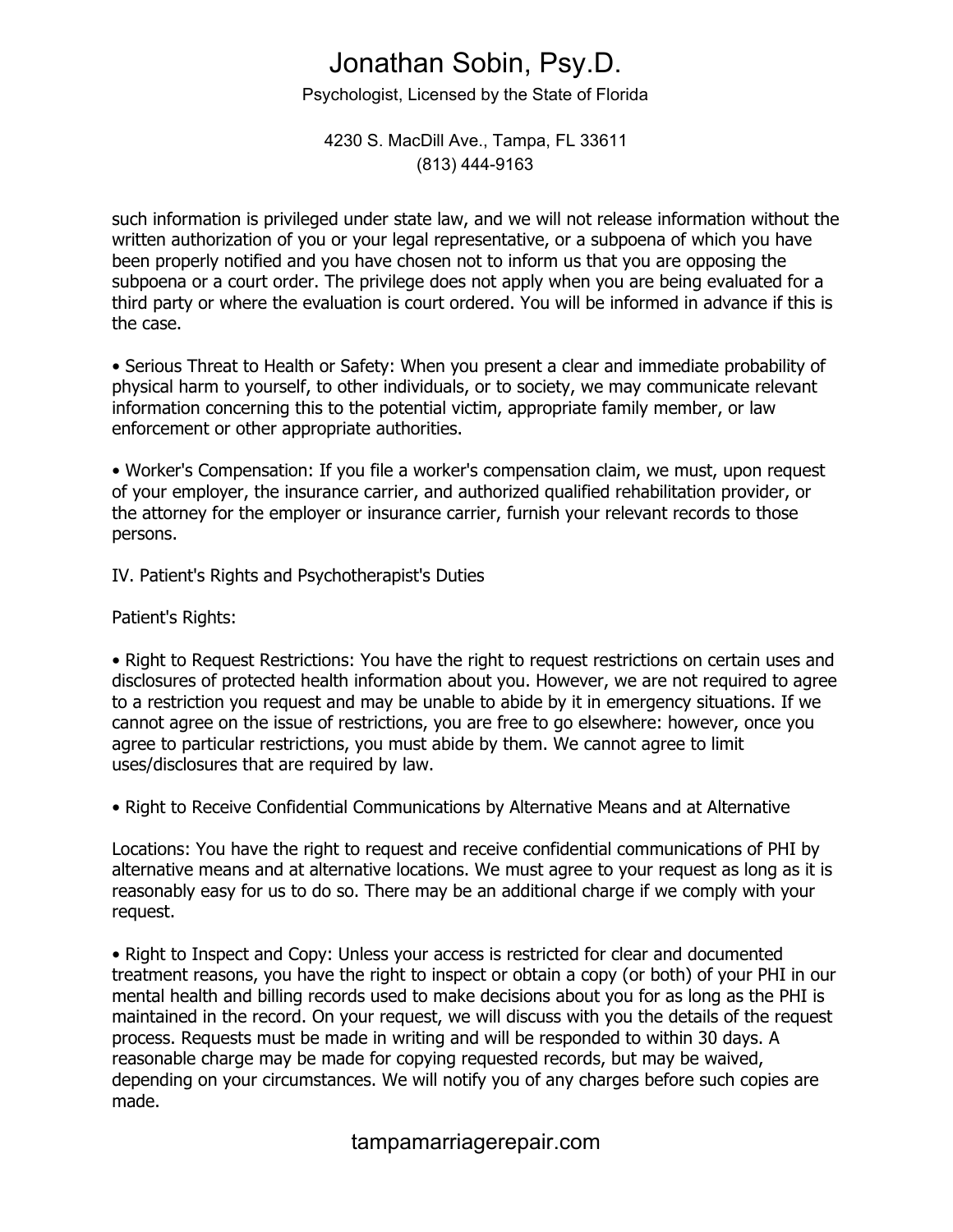such information is privileged under state law, and we will not release information without the written authorization of you or your legal representative, or a subpoena of which you have been properly notified and you have chosen not to inform us that you are opposing the subpoena or a court order. The privilege does not apply when you are being evaluated for a third party or where the evaluation is court ordered. You will be informed in advance if this is the case.

• Serious Threat to Health or Safety: When you present a clear and immediate probability of physical harm to yourself, to other individuals, or to society, we may communicate relevant information concerning this to the potential victim, appropriate family member, or law enforcement or other appropriate authorities.

• Worker's Compensation: If you file a worker's compensation claim, we must, upon request of your employer, the insurance carrier, and authorized qualified rehabilitation provider, or the attorney for the employer or insurance carrier, furnish your relevant records to those persons.

IV. Patient's Rights and Psychotherapist's Duties

Patient's Rights:

• Right to Request Restrictions: You have the right to request restrictions on certain uses and disclosures of protected health information about you. However, we are not required to agree to a restriction you request and may be unable to abide by it in emergency situations. If we cannot agree on the issue of restrictions, you are free to go elsewhere: however, once you agree to particular restrictions, you must abide by them. We cannot agree to limit uses/disclosures that are required by law.

• Right to Receive Confidential Communications by Alternative Means and at Alternative

Locations: You have the right to request and receive confidential communications of PHI by alternative means and at alternative locations. We must agree to your request as long as it is reasonably easy for us to do so. There may be an additional charge if we comply with your request.

• Right to Inspect and Copy: Unless your access is restricted for clear and documented treatment reasons, you have the right to inspect or obtain a copy (or both) of your PHI in our mental health and billing records used to make decisions about you for as long as the PHI is maintained in the record. On your request, we will discuss with you the details of the request process. Requests must be made in writing and will be responded to within 30 days. A reasonable charge may be made for copying requested records, but may be waived, depending on your circumstances. We will notify you of any charges before such copies are made.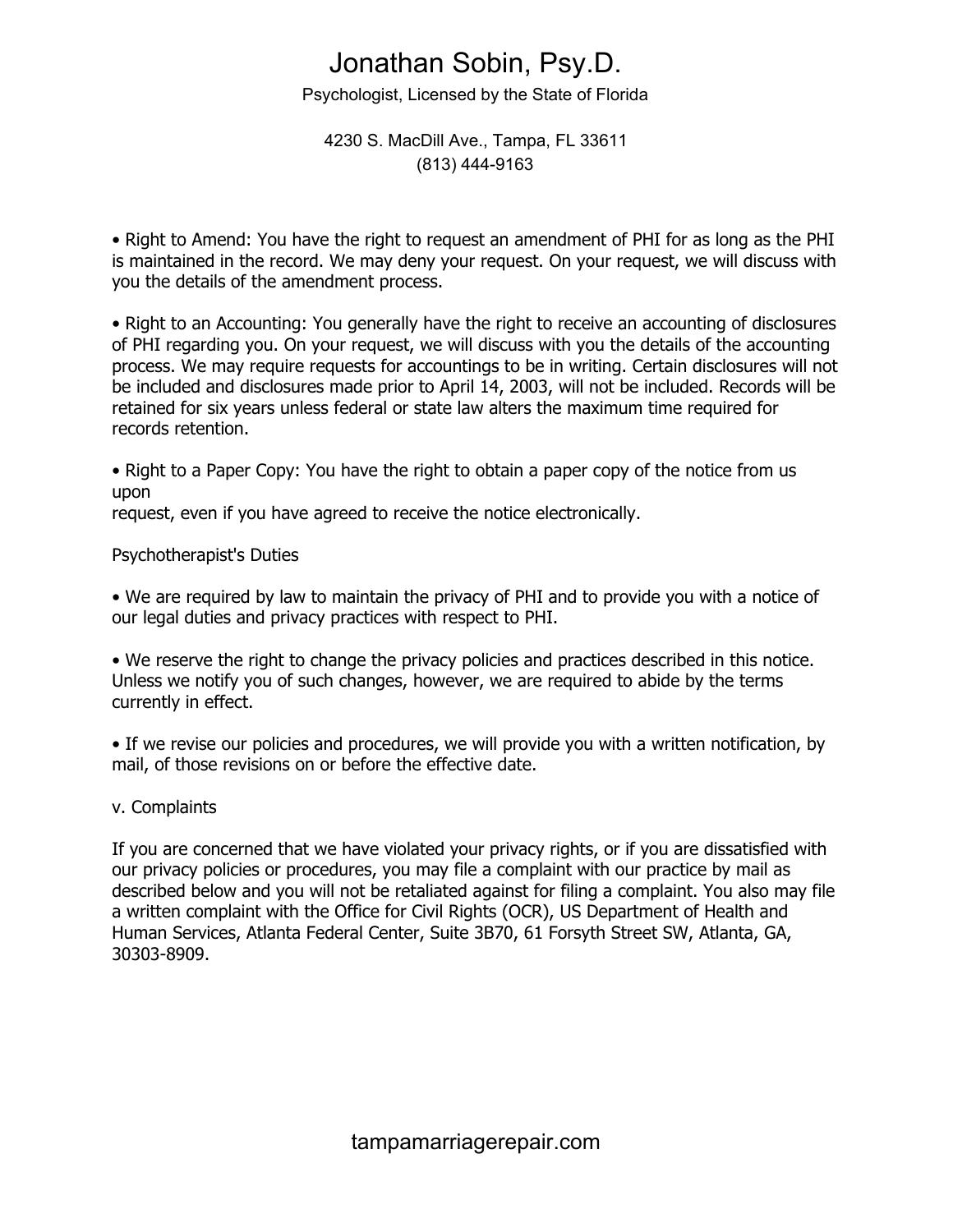• Right to Amend: You have the right to request an amendment of PHI for as long as the PHI is maintained in the record. We may deny your request. On your request, we will discuss with you the details of the amendment process.

• Right to an Accounting: You generally have the right to receive an accounting of disclosures of PHI regarding you. On your request, we will discuss with you the details of the accounting process. We may require requests for accountings to be in writing. Certain disclosures will not be included and disclosures made prior to April 14, 2003, will not be included. Records will be retained for six years unless federal or state law alters the maximum time required for records retention.

• Right to a Paper Copy: You have the right to obtain a paper copy of the notice from us upon request, even if you have agreed to receive the notice electronically.

Psychotherapist's Duties

• We are required by law to maintain the privacy of PHI and to provide you with a notice of our legal duties and privacy practices with respect to PHI.

• We reserve the right to change the privacy policies and practices described in this notice. Unless we notify you of such changes, however, we are required to abide by the terms currently in effect.

• If we revise our policies and procedures, we will provide you with a written notification, by mail, of those revisions on or before the effective date.

v. Complaints

If you are concerned that we have violated your privacy rights, or if you are dissatisfied with our privacy policies or procedures, you may file a complaint with our practice by mail as described below and you will not be retaliated against for filing a complaint. You also may file a written complaint with the Office for Civil Rights (OCR), US Department of Health and Human Services, Atlanta Federal Center, Suite 3B70, 61 Forsyth Street SW, Atlanta, GA, 30303-8909.